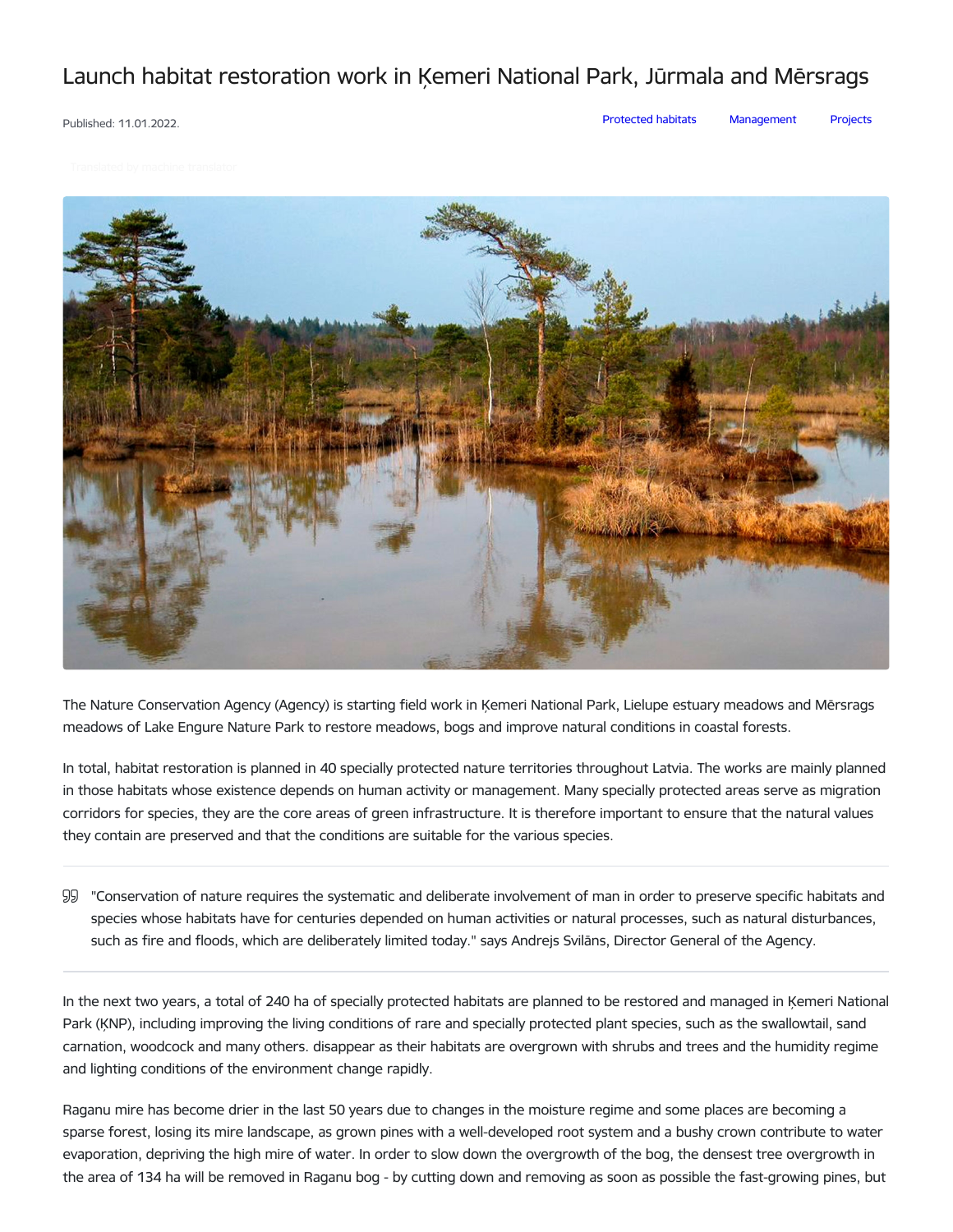# Launch habitat restoration work in Ķemeri National Park, Jūrmala and Mērsrags

Published: 11.01.2022.

Protected habitats Management Projects

Translated by machine translator

The Nature Conservation Agency (Agency) is starting field work in Ķemeri National Park, Lielupe estuary meadows and Mērsrags meadows of Lake Engure Nature Park to restore meadows, bogs and improve natural conditions in coastal forests.

In total, habitat restoration is planned in 40 specially protected nature territories throughout Latvia. The works are mainly planned in those habitats whose existence depends on human activity or management. Many specially protected areas serve as migration corridors for species, they are the core areas of green infrastructure. It is therefore important to ensure that the natural values they contain are preserved and that the conditions are suitable for the various species.

> "Conservation of nature requires the systematic and deliberate involvement of man in order to preserve specific habitats and species whose habitats have for centuries depended on human activities or natural processes, such as natural disturbances, such as fire and floods, which are deliberately limited today." says Andrejs Svilāns, Director General of the Agency.

In the next two years, a total of 240 ha of specially protected habitats are planned to be restored and managed in Ķemeri National Park (ĶNP), including improving the living conditions of rare and specially protected plant species, such as the swallowtail, sand carnation, woodcock and many others. disappear as their habitats are overgrown with shrubs and trees and the humidity regime and lighting conditions of the environment change rapidly.

Raganu mire has become drier in the last 50 years due to changes in the moisture regime and some places are becoming a sparse forest, losing its mire landscape, as grown pines with a well-developed root system and a bushy crown contribute to water evaporation, depriving the high mire of water. In order to slow down the overgrowth of the bog, the densest tree overgrowth in the area of 134 ha will be removed in Raganu bog - by cutting down and removing as soon as possible the fast-growing pines, but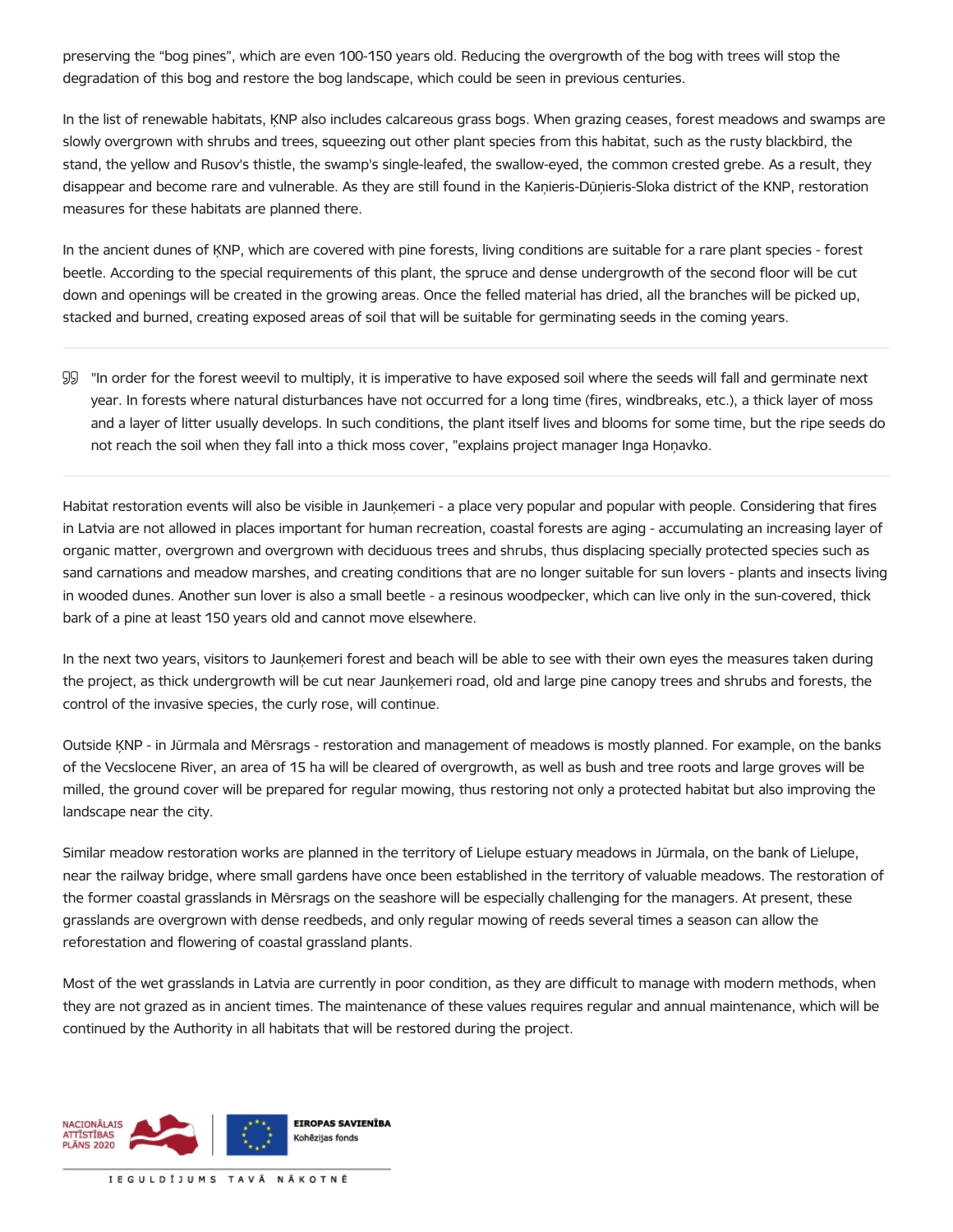preserving the "bog pines", which are even 100-150 years old. Reducing the overgrowth of the bog with trees will stop the degradation of this bog and restore the bog landscape, which could be seen in previous centuries.

In the list of renewable habitats, ĶNP also includes calcareous grass bogs. When grazing ceases, forest meadows and swamps are slowly overgrown with shrubs and trees, squeezing out other plant species from this habitat, such as the rusty blackbird, the stand, the yellow and Rusov's thistle, the swamp's single-leafed, the swallow-eyed, the common crested grebe. As a result, they disappear and become rare and vulnerable. As they are still found in the Kaņieris-Dūņieris-Sloka district of the KNP, restoration measures for these habitats are planned there.

In the ancient dunes of ĶNP, which are covered with pine forests, living conditions are suitable for a rare plant species - forest beetle. According to the special requirements of this plant, the spruce and dense undergrowth of the second floor will be cut down and openings will be created in the growing areas. Once the felled material has dried, all the branches will be picked up, stacked and burned, creating exposed areas of soil that will be suitable for germinating seeds in the coming years.

---

> "In order for the forest weevil to multiply, it is imperative to have exposed soil where the seeds will fall and germinate next year. In forests where natural disturbances have not occurred for a long time (fires, windbreaks, etc.), a thick layer of moss and a layer of litter usually develops. In such conditions, the plant itself lives and blooms for some time, but the ripe seeds do not reach the soil when they fall into a thick moss cover, "explains project manager Inga Hoņavko.

---

Habitat restoration events will also be visible in Jaunķemeri - a place very popular and popular with people. Considering that fires in Latvia are not allowed in places important for human recreation, coastal forests are aging - accumulating an increasing layer of organic matter, overgrown and overgrown with deciduous trees and shrubs, thus displacing specially protected species such as sand carnations and meadow marshes, and creating conditions that are no longer suitable for sun lovers - plants and insects living in wooded dunes. Another sun lover is also a small beetle - a resinous woodpecker, which can live only in the sun-covered, thick bark of a pine at least 150 years old and cannot move elsewhere.

In the next two years, visitors to Jaunķemeri forest and beach will be able to see with their own eyes the measures taken during the project, as thick undergrowth will be cut near Jaunķemeri road, old and large pine canopy trees and shrubs and forests, the control of the invasive species, the curly rose, will continue.

Outside ĶNP - in Jūrmala and Mērsrags - restoration and management of meadows is mostly planned. For example, on the banks of the Vecslocene River, an area of 15 ha will be cleared of overgrowth, as well as bush and tree roots and large groves will be milled, the ground cover will be prepared for regular mowing, thus restoring not only a protected habitat but also improving the landscape near the city.

Similar meadow restoration works are planned in the territory of Lielupe estuary meadows in Jūrmala, on the bank of Lielupe, near the railway bridge, where small gardens have once been established in the territory of valuable meadows. The restoration of the former coastal grasslands in Mērsrags on the seashore will be especially challenging for the managers. At present, these grasslands are overgrown with dense reedbeds, and only regular mowing of reeds several times a season can allow the reforestation and flowering of coastal grassland plants.

Most of the wet grasslands in Latvia are currently in poor condition, as they are difficult to manage with modern methods, when they are not grazed as in ancient times. The maintenance of these values requires regular and annual maintenance, which will be continued by the Authority in all habitats that will be restored during the project.

NACIONĀLAIS ATTĪSTĪBAS PLĀNS 2020 | EIROPAS SAVIENĪBA Kohēzijas fonds

IEGULDĪJUMS TAVĀ NĀKOTNĒ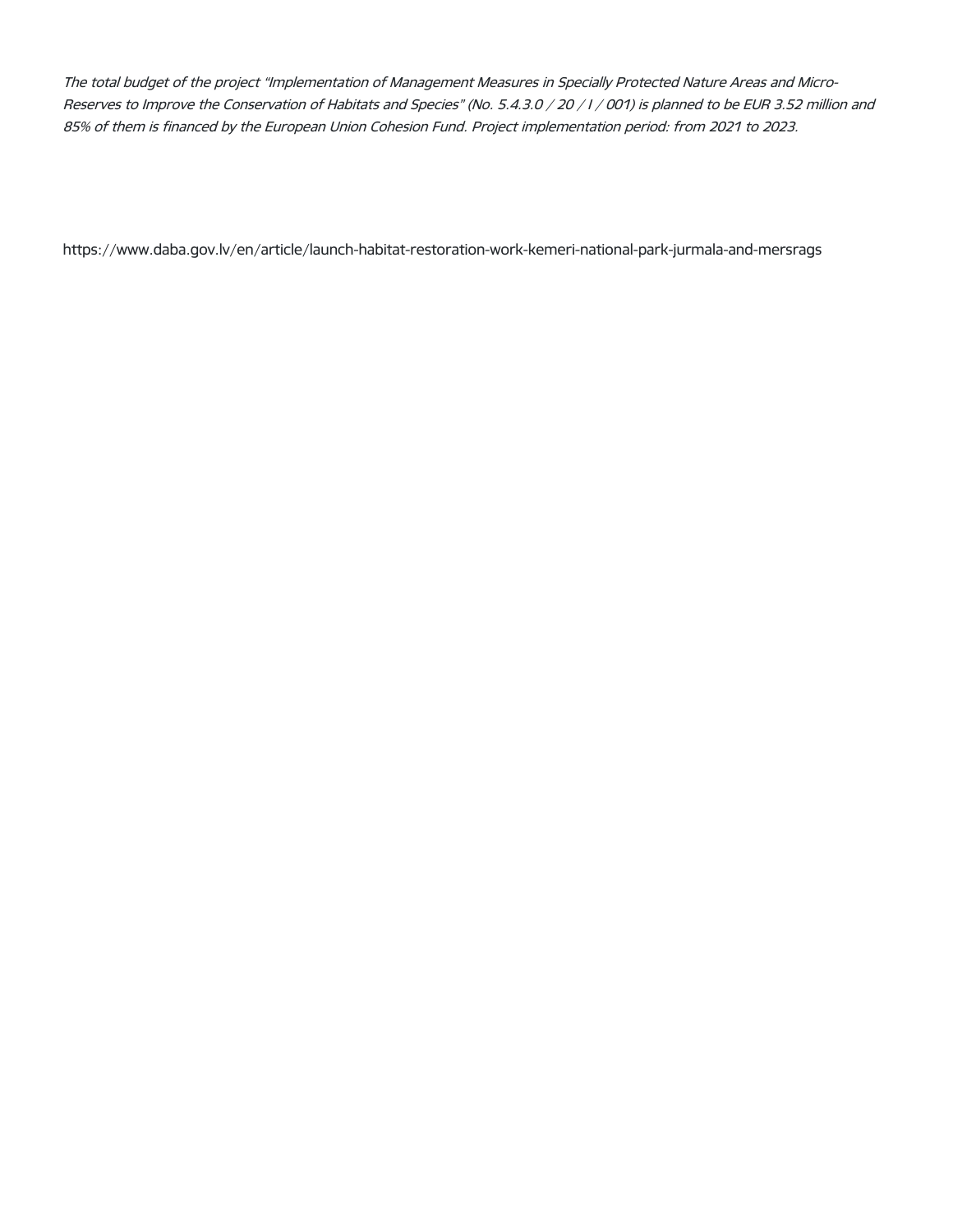*The total budget of the project "Implementation of Management Measures in Specially Protected Nature Areas and Micro-Reserves to Improve the Conservation of Habitats and Species" (No. 5.4.3.0 / 20 / I / 001) is planned to be EUR 3.52 million and 85% of them is financed by the European Union Cohesion Fund. Project implementation period: from 2021 to 2023.*

https://www.daba.gov.lv/en/article/launch-habitat-restoration-work-kemeri-national-park-jurmala-and-mersrags